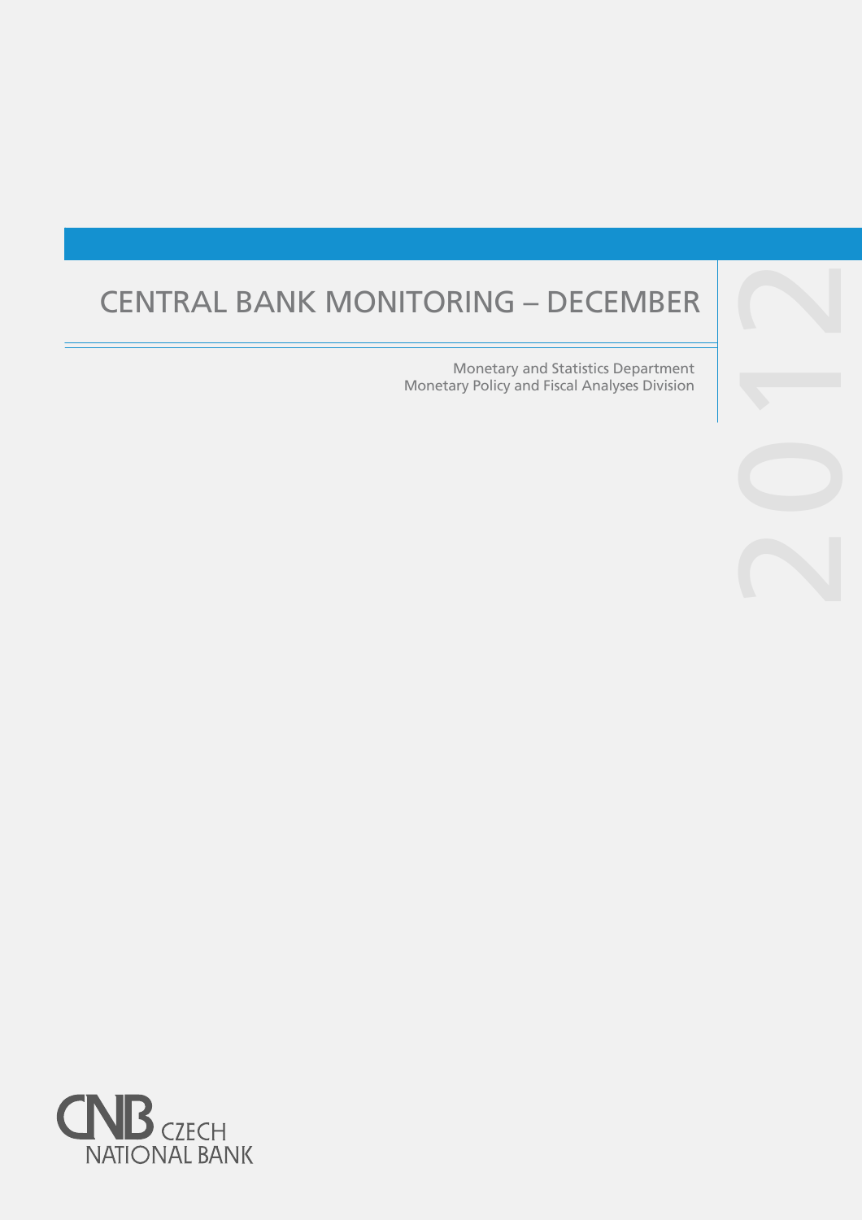# CENTRAL BANK MONITORING – DECEMBER 2012

Monetary and Statistics Department
Monetary Policy and Fiscal Analyses Division

CNB CZECH NATIONAL BANK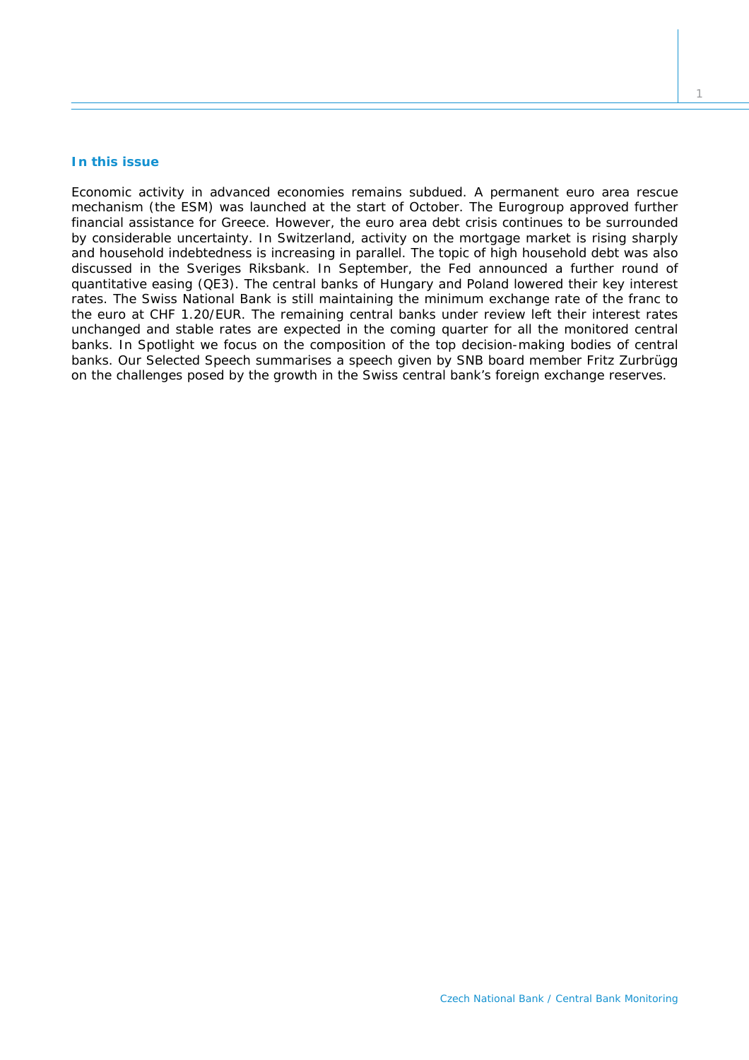## In this issue

Economic activity in advanced economies remains subdued. A permanent euro area rescue mechanism (the ESM) was launched at the start of October. The Eurogroup approved further financial assistance for Greece. However, the euro area debt crisis continues to be surrounded by considerable uncertainty. In Switzerland, activity on the mortgage market is rising sharply and household indebtedness is increasing in parallel. The topic of high household debt was also discussed in the Sveriges Riksbank. In September, the Fed announced a further round of quantitative easing (QE3). The central banks of Hungary and Poland lowered their key interest rates. The Swiss National Bank is still maintaining the minimum exchange rate of the franc to the euro at CHF 1.20/EUR. The remaining central banks under review left their interest rates unchanged and stable rates are expected in the coming quarter for all the monitored central banks. In Spotlight we focus on the composition of the top decision-making bodies of central banks. Our Selected Speech summarises a speech given by SNB board member Fritz Zurbrügg on the challenges posed by the growth in the Swiss central bank's foreign exchange reserves.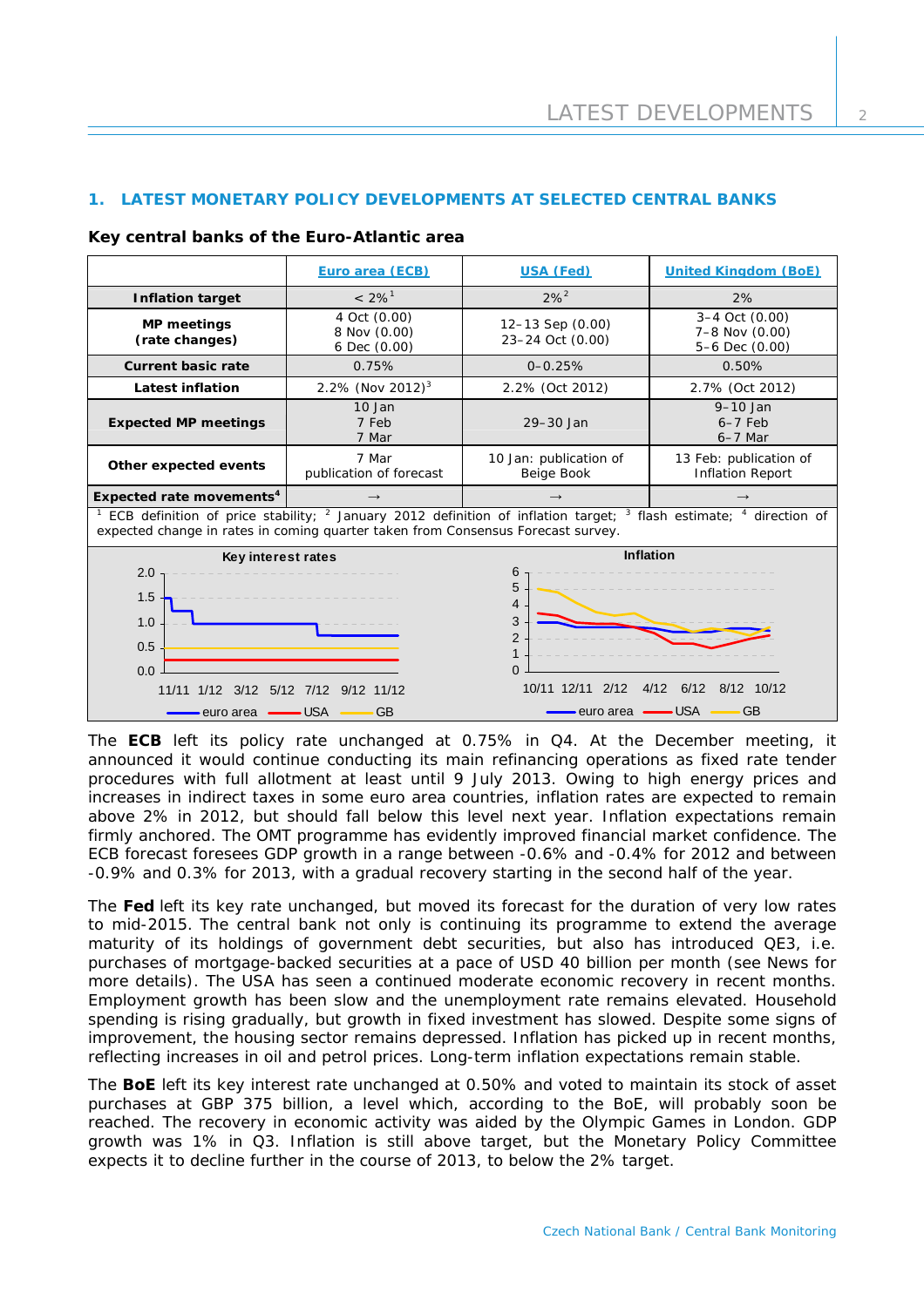## 1. LATEST MONETARY POLICY DEVELOPMENTS AT SELECTED CENTRAL BANKS

### Key central banks of the Euro-Atlantic area

| | Euro area (ECB) | USA (Fed) | United Kingdom (BoE) |
|---|---|---|---|
| **Inflation target** | < 2%[1] | 2%[2] | 2% |
| **MP meetings (rate changes)** | 4 Oct (0.00)<br>8 Nov (0.00)<br>6 Dec (0.00) | 12–13 Sep (0.00)<br>23–24 Oct (0.00) | 3–4 Oct (0.00)<br>7–8 Nov (0.00)<br>5–6 Dec (0.00) |
| **Current basic rate** | 0.75% | 0–0.25% | 0.50% |
| **Latest inflation** | 2.2% (Nov 2012)[3] | 2.2% (Oct 2012) | 2.7% (Oct 2012) |
| **Expected MP meetings** | 10 Jan<br>7 Feb<br>7 Mar | 29–30 Jan | 9–10 Jan<br>6–7 Feb<br>6–7 Mar |
| **Other expected events** | 7 Mar<br>publication of forecast | 10 Jan: publication of Beige Book | 13 Feb: publication of Inflation Report |
| **Expected rate movements**[4] | → | → | → |

[1] ECB definition of price stability; [2] January 2012 definition of inflation target; [3] flash estimate; [4] direction of expected change in rates in coming quarter taken from Consensus Forecast survey.

The **ECB** left its policy rate unchanged at 0.75% in Q4. At the December meeting, it announced it would continue conducting its main refinancing operations as fixed rate tender procedures with full allotment at least until 9 July 2013. Owing to high energy prices and increases in indirect taxes in some euro area countries, inflation rates are expected to remain above 2% in 2012, but should fall below this level next year. Inflation expectations remain firmly anchored. The OMT programme has evidently improved financial market confidence. The ECB forecast foresees GDP growth in a range between -0.6% and -0.4% for 2012 and between -0.9% and 0.3% for 2013, with a gradual recovery starting in the second half of the year.

The **Fed** left its key rate unchanged, but moved its forecast for the duration of very low rates to mid-2015. The central bank not only is continuing its programme to extend the average maturity of its holdings of government debt securities, but also has introduced QE3, i.e. purchases of mortgage-backed securities at a pace of USD 40 billion per month (see News for more details). The USA has seen a continued moderate economic recovery in recent months. Employment growth has been slow and the unemployment rate remains elevated. Household spending is rising gradually, but growth in fixed investment has slowed. Despite some signs of improvement, the housing sector remains depressed. Inflation has picked up in recent months, reflecting increases in oil and petrol prices. Long-term inflation expectations remain stable.

The **BoE** left its key interest rate unchanged at 0.50% and voted to maintain its stock of asset purchases at GBP 375 billion, a level which, according to the BoE, will probably soon be reached. The recovery in economic activity was aided by the Olympic Games in London. GDP growth was 1% in Q3. Inflation is still above target, but the Monetary Policy Committee expects it to decline further in the course of 2013, to below the 2% target.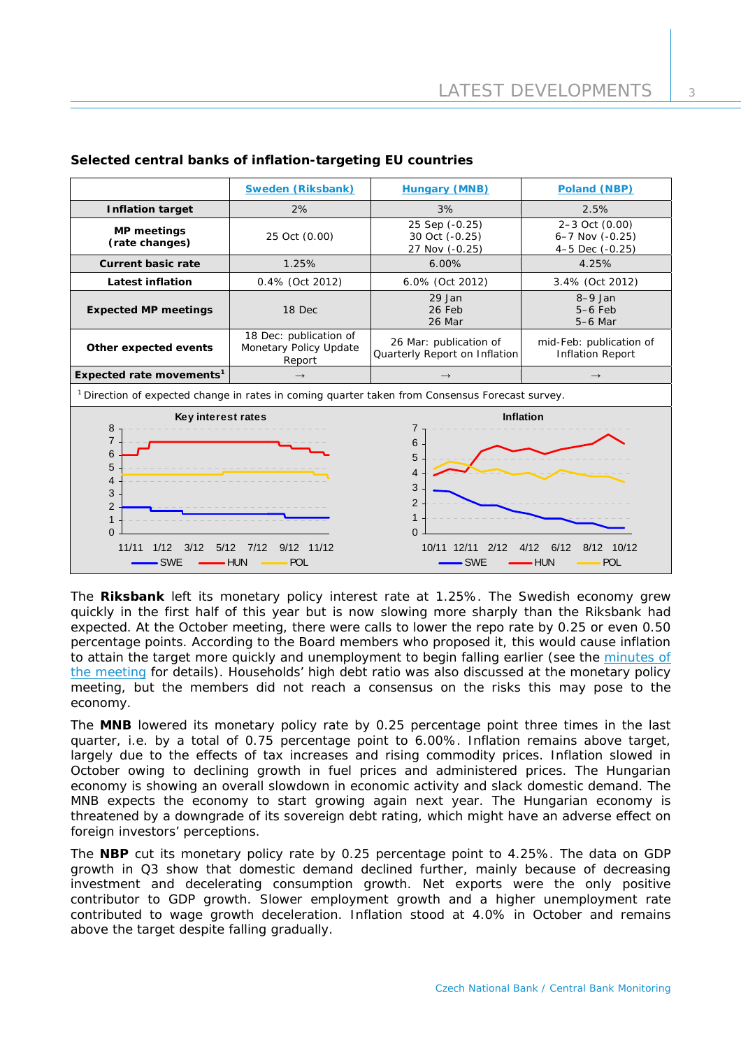**Selected central banks of inflation-targeting EU countries**

| | Sweden (Riksbank) | Hungary (MNB) | Poland (NBP) |
|---|---|---|---|
| **Inflation target** | 2% | 3% | 2.5% |
| **MP meetings (rate changes)** | 25 Oct (0.00) | 25 Sep (-0.25)<br>30 Oct (-0.25)<br>27 Nov (-0.25) | 2–3 Oct (0.00)<br>6–7 Nov (-0.25)<br>4–5 Dec (-0.25) |
| **Current basic rate** | 1.25% | 6.00% | 4.25% |
| **Latest inflation** | 0.4% (Oct 2012) | 6.0% (Oct 2012) | 3.4% (Oct 2012) |
| **Expected MP meetings** | 18 Dec | 29 Jan<br>26 Feb<br>26 Mar | 8–9 Jan<br>5–6 Feb<br>5–6 Mar |
| **Other expected events** | 18 Dec: publication of Monetary Policy Update Report | 26 Mar: publication of Quarterly Report on Inflation | mid-Feb: publication of Inflation Report |
| **Expected rate movements[1]** | → | → | → |

[1] Direction of expected change in rates in coming quarter taken from Consensus Forecast survey.

The **Riksbank** left its monetary policy interest rate at 1.25%. The Swedish economy grew quickly in the first half of this year but is now slowing more sharply than the Riksbank had expected. At the October meeting, there were calls to lower the repo rate by 0.25 or even 0.50 percentage points. According to the Board members who proposed it, this would cause inflation to attain the target more quickly and unemployment to begin falling earlier (see the minutes of the meeting for details). Households' high debt ratio was also discussed at the monetary policy meeting, but the members did not reach a consensus on the risks this may pose to the economy.

The **MNB** lowered its monetary policy rate by 0.25 percentage point three times in the last quarter, i.e. by a total of 0.75 percentage point to 6.00%. Inflation remains above target, largely due to the effects of tax increases and rising commodity prices. Inflation slowed in October owing to declining growth in fuel prices and administered prices. The Hungarian economy is showing an overall slowdown in economic activity and slack domestic demand. The MNB expects the economy to start growing again next year. The Hungarian economy is threatened by a downgrade of its sovereign debt rating, which might have an adverse effect on foreign investors' perceptions.

The **NBP** cut its monetary policy rate by 0.25 percentage point to 4.25%. The data on GDP growth in Q3 show that domestic demand declined further, mainly because of decreasing investment and decelerating consumption growth. Net exports were the only positive contributor to GDP growth. Slower employment growth and a higher unemployment rate contributed to wage growth deceleration. Inflation stood at 4.0% in October and remains above the target despite falling gradually.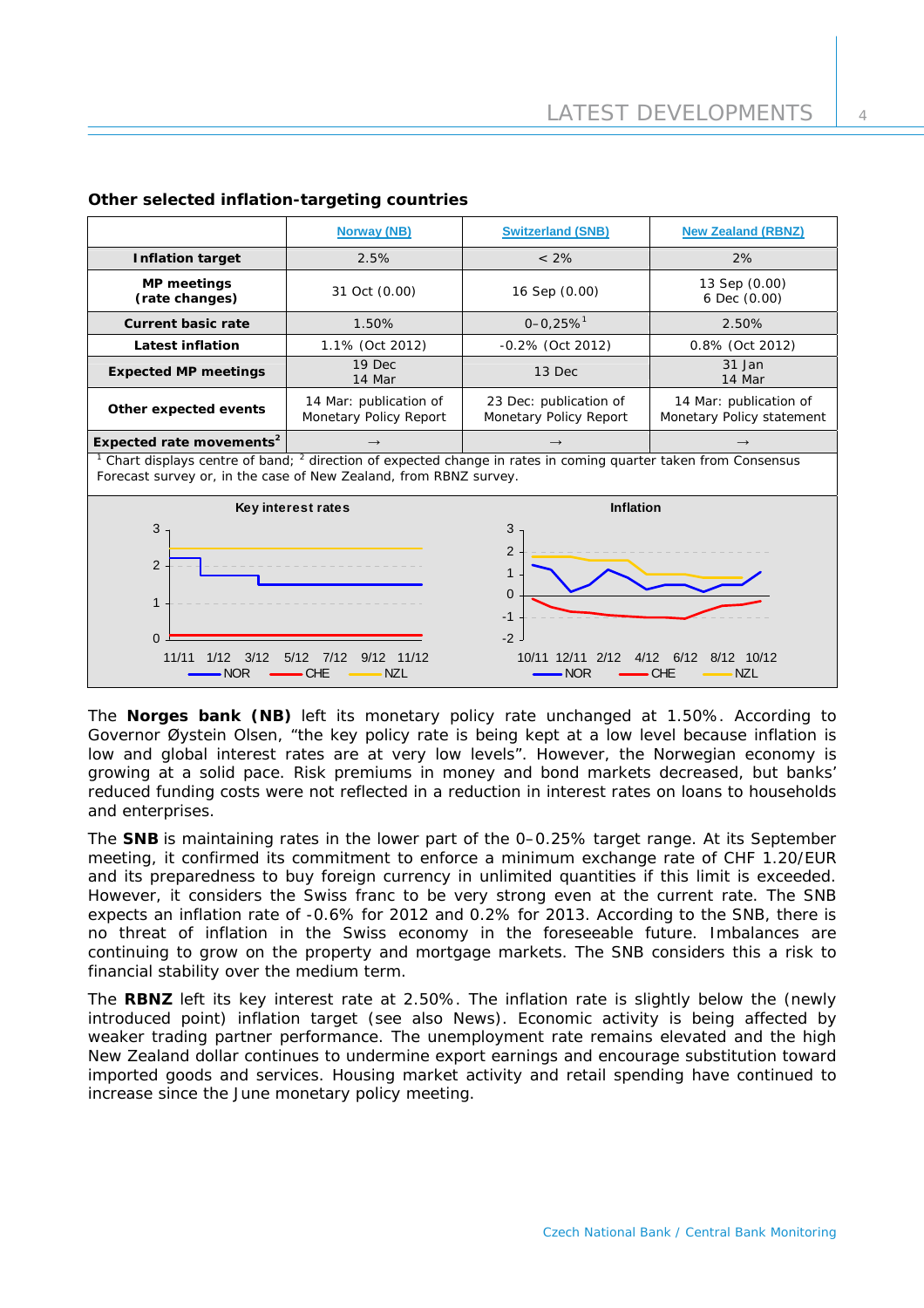**Other selected inflation-targeting countries**

| | Norway (NB) | Switzerland (SNB) | New Zealand (RBNZ) |
|---|---|---|---|
| **Inflation target** | 2.5% | < 2% | 2% |
| **MP meetings (rate changes)** | 31 Oct (0.00) | 16 Sep (0.00) | 13 Sep (0.00) 6 Dec (0.00) |
| **Current basic rate** | 1.50% | 0–0,25%[1] | 2.50% |
| **Latest inflation** | 1.1% (Oct 2012) | -0.2% (Oct 2012) | 0.8% (Oct 2012) |
| **Expected MP meetings** | 19 Dec 14 Mar | 13 Dec | 31 Jan 14 Mar |
| **Other expected events** | 14 Mar: publication of Monetary Policy Report | 23 Dec: publication of Monetary Policy Report | 14 Mar: publication of Monetary Policy statement |
| **Expected rate movements[2]** | → | → | → |

[1] Chart displays centre of band; [2] direction of expected change in rates in coming quarter taken from Consensus Forecast survey or, in the case of New Zealand, from RBNZ survey.

The **Norges bank (NB)** left its monetary policy rate unchanged at 1.50%. According to Governor Øystein Olsen, "the key policy rate is being kept at a low level because inflation is low and global interest rates are at very low levels". However, the Norwegian economy is growing at a solid pace. Risk premiums in money and bond markets decreased, but banks' reduced funding costs were not reflected in a reduction in interest rates on loans to households and enterprises.

The **SNB** is maintaining rates in the lower part of the 0–0.25% target range. At its September meeting, it confirmed its commitment to enforce a minimum exchange rate of CHF 1.20/EUR and its preparedness to buy foreign currency in unlimited quantities if this limit is exceeded. However, it considers the Swiss franc to be very strong even at the current rate. The SNB expects an inflation rate of -0.6% for 2012 and 0.2% for 2013. According to the SNB, there is no threat of inflation in the Swiss economy in the foreseeable future. Imbalances are continuing to grow on the property and mortgage markets. The SNB considers this a risk to financial stability over the medium term.

The **RBNZ** left its key interest rate at 2.50%. The inflation rate is slightly below the (newly introduced point) inflation target (see also News). Economic activity is being affected by weaker trading partner performance. The unemployment rate remains elevated and the high New Zealand dollar continues to undermine export earnings and encourage substitution toward imported goods and services. Housing market activity and retail spending have continued to increase since the June monetary policy meeting.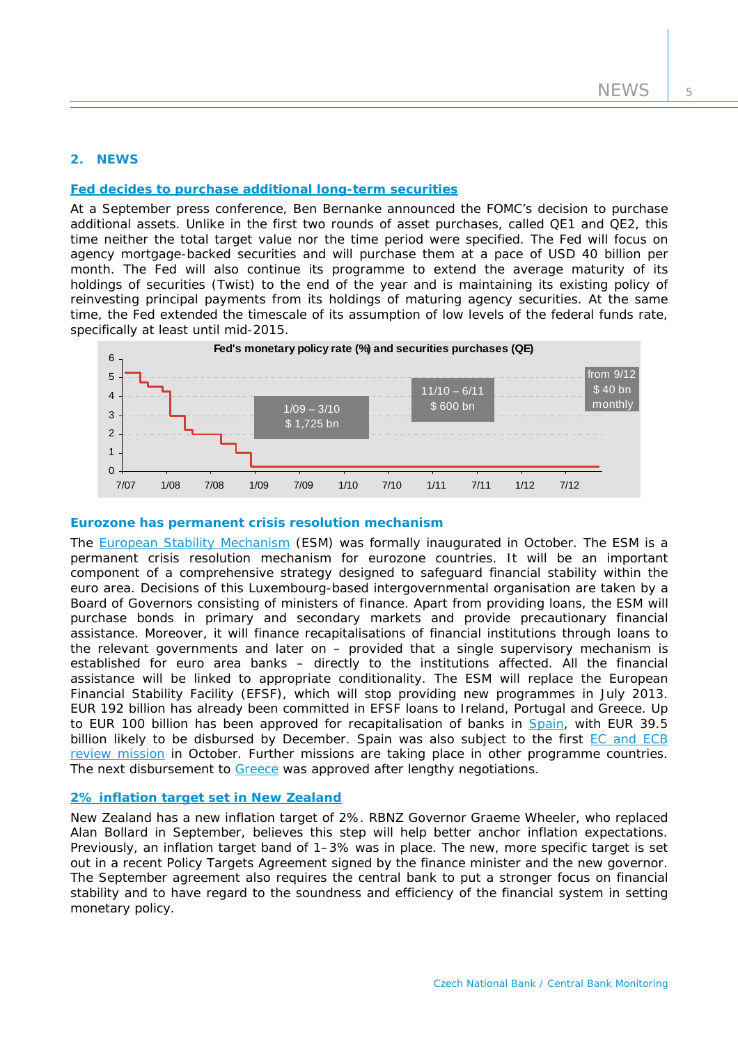## 2. NEWS

### Fed decides to purchase additional long-term securities

At a September press conference, Ben Bernanke announced the FOMC's decision to purchase additional assets. Unlike in the first two rounds of asset purchases, called QE1 and QE2, this time neither the total target value nor the time period were specified. The Fed will focus on agency mortgage-backed securities and will purchase them at a pace of USD 40 billion per month. The Fed will also continue its programme to extend the average maturity of its holdings of securities (Twist) to the end of the year and is maintaining its existing policy of reinvesting principal payments from its holdings of maturing agency securities. At the same time, the Fed extended the timescale of its assumption of low levels of the federal funds rate, specifically at least until mid-2015.

**Fed's monetary policy rate (%) and securities purchases (QE)**

- 1/09 – 3/10: $ 1,725 bn
- 11/10 – 6/11: $ 600 bn
- from 9/12: $ 40 bn monthly

### Eurozone has permanent crisis resolution mechanism

The European Stability Mechanism (ESM) was formally inaugurated in October. The ESM is a permanent crisis resolution mechanism for eurozone countries. It will be an important component of a comprehensive strategy designed to safeguard financial stability within the euro area. Decisions of this Luxembourg-based intergovernmental organisation are taken by a Board of Governors consisting of ministers of finance. Apart from providing loans, the ESM will purchase bonds in primary and secondary markets and provide precautionary financial assistance. Moreover, it will finance recapitalisations of financial institutions through loans to the relevant governments and later on – provided that a single supervisory mechanism is established for euro area banks – directly to the institutions affected. All the financial assistance will be linked to appropriate conditionality. The ESM will replace the European Financial Stability Facility (EFSF), which will stop providing new programmes in July 2013. EUR 192 billion has already been committed in EFSF loans to Ireland, Portugal and Greece. Up to EUR 100 billion has been approved for recapitalisation of banks in Spain, with EUR 39.5 billion likely to be disbursed by December. Spain was also subject to the first EC and ECB review mission in October. Further missions are taking place in other programme countries. The next disbursement to Greece was approved after lengthy negotiations.

### 2% inflation target set in New Zealand

New Zealand has a new inflation target of 2%. RBNZ Governor Graeme Wheeler, who replaced Alan Bollard in September, believes this step will help better anchor inflation expectations. Previously, an inflation target band of 1–3% was in place. The new, more specific target is set out in a recent Policy Targets Agreement signed by the finance minister and the new governor. The September agreement also requires the central bank to put a stronger focus on financial stability and to have regard to the soundness and efficiency of the financial system in setting monetary policy.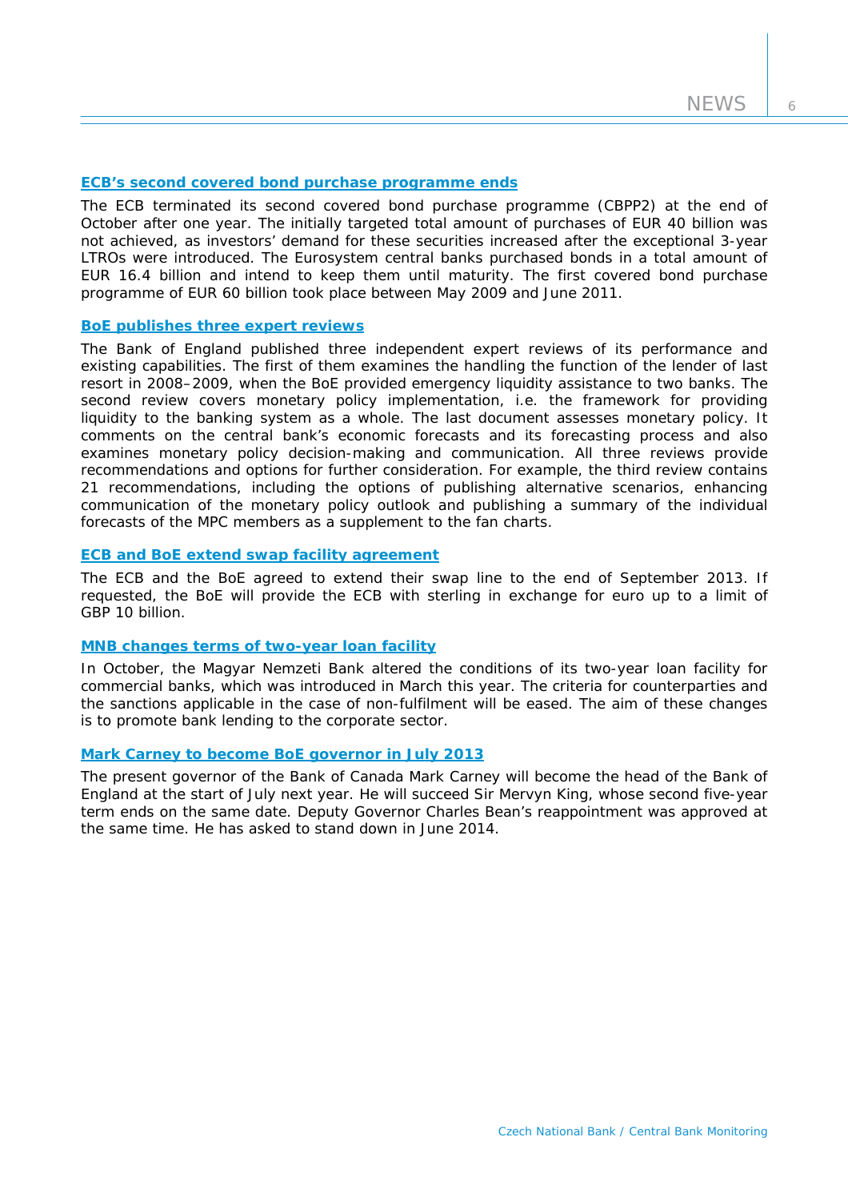### ECB's second covered bond purchase programme ends

The ECB terminated its second covered bond purchase programme (CBPP2) at the end of October after one year. The initially targeted total amount of purchases of EUR 40 billion was not achieved, as investors' demand for these securities increased after the exceptional 3-year LTROs were introduced. The Eurosystem central banks purchased bonds in a total amount of EUR 16.4 billion and intend to keep them until maturity. The first covered bond purchase programme of EUR 60 billion took place between May 2009 and June 2011.

### BoE publishes three expert reviews

The Bank of England published three independent expert reviews of its performance and existing capabilities. The first of them examines the handling the function of the lender of last resort in 2008–2009, when the BoE provided emergency liquidity assistance to two banks. The second review covers monetary policy implementation, i.e. the framework for providing liquidity to the banking system as a whole. The last document assesses monetary policy. It comments on the central bank's economic forecasts and its forecasting process and also examines monetary policy decision-making and communication. All three reviews provide recommendations and options for further consideration. For example, the third review contains 21 recommendations, including the options of publishing alternative scenarios, enhancing communication of the monetary policy outlook and publishing a summary of the individual forecasts of the MPC members as a supplement to the fan charts.

### ECB and BoE extend swap facility agreement

The ECB and the BoE agreed to extend their swap line to the end of September 2013. If requested, the BoE will provide the ECB with sterling in exchange for euro up to a limit of GBP 10 billion.

### MNB changes terms of two-year loan facility

In October, the Magyar Nemzeti Bank altered the conditions of its two-year loan facility for commercial banks, which was introduced in March this year. The criteria for counterparties and the sanctions applicable in the case of non-fulfilment will be eased. The aim of these changes is to promote bank lending to the corporate sector.

### Mark Carney to become BoE governor in July 2013

The present governor of the Bank of Canada Mark Carney will become the head of the Bank of England at the start of July next year. He will succeed Sir Mervyn King, whose second five-year term ends on the same date. Deputy Governor Charles Bean's reappointment was approved at the same time. He has asked to stand down in June 2014.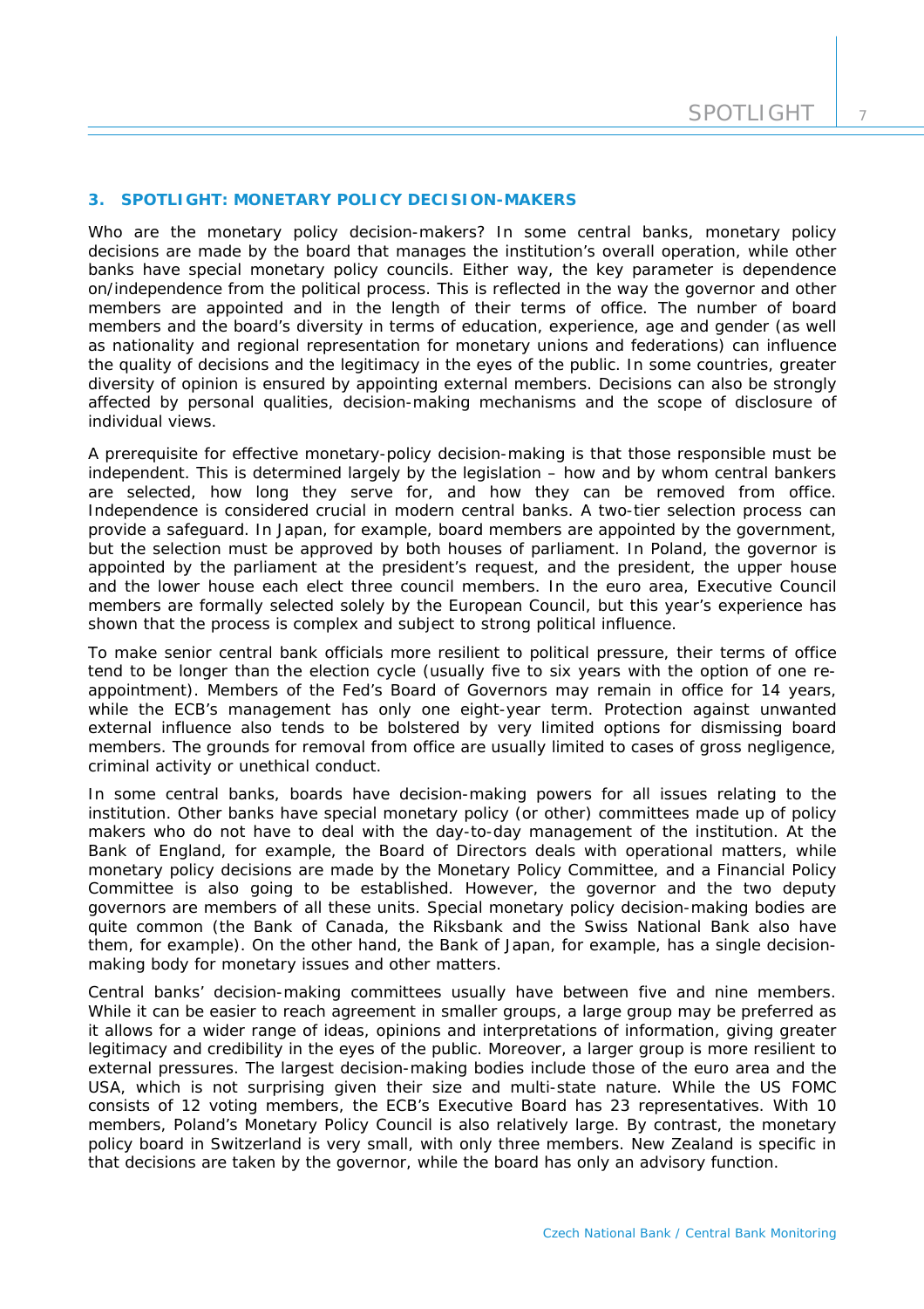## 3. SPOTLIGHT: MONETARY POLICY DECISION-MAKERS

Who are the monetary policy decision-makers? In some central banks, monetary policy decisions are made by the board that manages the institution's overall operation, while other banks have special monetary policy councils. Either way, the key parameter is dependence on/independence from the political process. This is reflected in the way the governor and other members are appointed and in the length of their terms of office. The number of board members and the board's diversity in terms of education, experience, age and gender (as well as nationality and regional representation for monetary unions and federations) can influence the quality of decisions and the legitimacy in the eyes of the public. In some countries, greater diversity of opinion is ensured by appointing external members. Decisions can also be strongly affected by personal qualities, decision-making mechanisms and the scope of disclosure of individual views.

A prerequisite for effective monetary-policy decision-making is that those responsible must be independent. This is determined largely by the legislation – how and by whom central bankers are selected, how long they serve for, and how they can be removed from office. Independence is considered crucial in modern central banks. A two-tier selection process can provide a safeguard. In Japan, for example, board members are appointed by the government, but the selection must be approved by both houses of parliament. In Poland, the governor is appointed by the parliament at the president's request, and the president, the upper house and the lower house each elect three council members. In the euro area, Executive Council members are formally selected solely by the European Council, but this year's experience has shown that the process is complex and subject to strong political influence.

To make senior central bank officials more resilient to political pressure, their terms of office tend to be longer than the election cycle (usually five to six years with the option of one re-appointment). Members of the Fed's Board of Governors may remain in office for 14 years, while the ECB's management has only one eight-year term. Protection against unwanted external influence also tends to be bolstered by very limited options for dismissing board members. The grounds for removal from office are usually limited to cases of gross negligence, criminal activity or unethical conduct.

In some central banks, boards have decision-making powers for all issues relating to the institution. Other banks have special monetary policy (or other) committees made up of policy makers who do not have to deal with the day-to-day management of the institution. At the Bank of England, for example, the Board of Directors deals with operational matters, while monetary policy decisions are made by the Monetary Policy Committee, and a Financial Policy Committee is also going to be established. However, the governor and the two deputy governors are members of all these units. Special monetary policy decision-making bodies are quite common (the Bank of Canada, the Riksbank and the Swiss National Bank also have them, for example). On the other hand, the Bank of Japan, for example, has a single decision-making body for monetary issues and other matters.

Central banks' decision-making committees usually have between five and nine members. While it can be easier to reach agreement in smaller groups, a large group may be preferred as it allows for a wider range of ideas, opinions and interpretations of information, giving greater legitimacy and credibility in the eyes of the public. Moreover, a larger group is more resilient to external pressures. The largest decision-making bodies include those of the euro area and the USA, which is not surprising given their size and multi-state nature. While the US FOMC consists of 12 voting members, the ECB's Executive Board has 23 representatives. With 10 members, Poland's Monetary Policy Council is also relatively large. By contrast, the monetary policy board in Switzerland is very small, with only three members. New Zealand is specific in that decisions are taken by the governor, while the board has only an advisory function.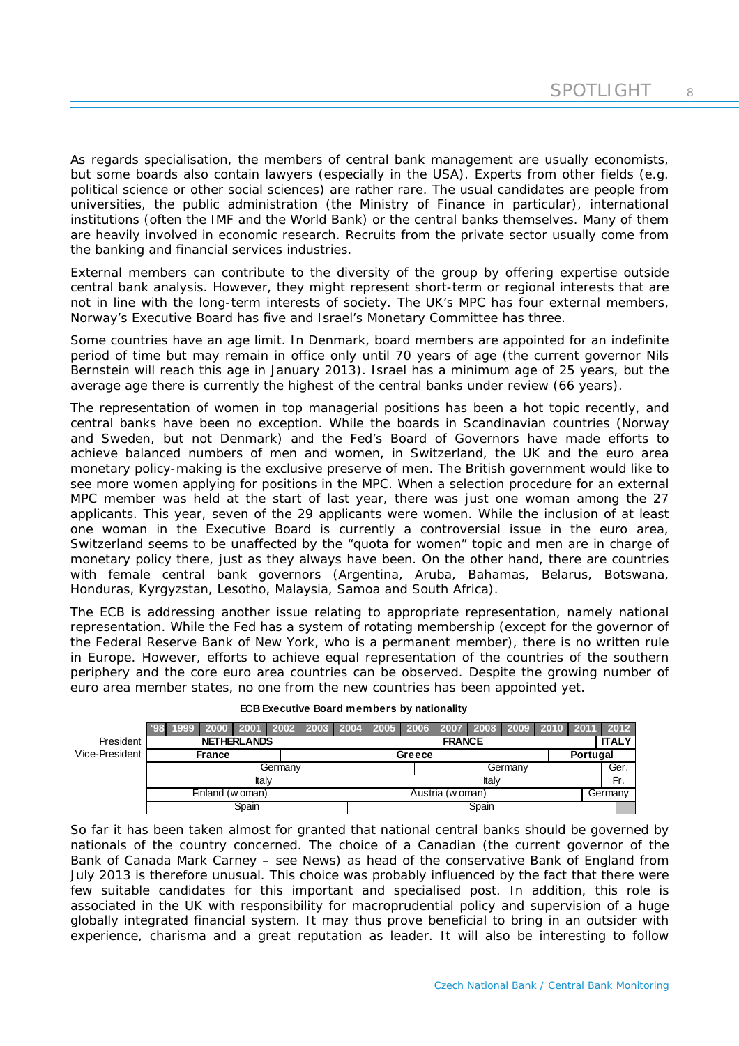As regards specialisation, the members of central bank management are usually economists, but some boards also contain lawyers (especially in the USA). Experts from other fields (e.g. political science or other social sciences) are rather rare. The usual candidates are people from universities, the public administration (the Ministry of Finance in particular), international institutions (often the IMF and the World Bank) or the central banks themselves. Many of them are heavily involved in economic research. Recruits from the private sector usually come from the banking and financial services industries.

External members can contribute to the diversity of the group by offering expertise outside central bank analysis. However, they might represent short-term or regional interests that are not in line with the long-term interests of society. The UK's MPC has four external members, Norway's Executive Board has five and Israel's Monetary Committee has three.

Some countries have an age limit. In Denmark, board members are appointed for an indefinite period of time but may remain in office only until 70 years of age (the current governor Nils Bernstein will reach this age in January 2013). Israel has a minimum age of 25 years, but the average age there is currently the highest of the central banks under review (66 years).

The representation of women in top managerial positions has been a hot topic recently, and central banks have been no exception. While the boards in Scandinavian countries (Norway and Sweden, but not Denmark) and the Fed's Board of Governors have made efforts to achieve balanced numbers of men and women, in Switzerland, the UK and the euro area monetary policy-making is the exclusive preserve of men. The British government would like to see more women applying for positions in the MPC. When a selection procedure for an external MPC member was held at the start of last year, there was just one woman among the 27 applicants. This year, seven of the 29 applicants were women. While the inclusion of at least one woman in the Executive Board is currently a controversial issue in the euro area, Switzerland seems to be unaffected by the "quota for women" topic and men are in charge of monetary policy there, just as they always have been. On the other hand, there are countries with female central bank governors (Argentina, Aruba, Bahamas, Belarus, Botswana, Honduras, Kyrgyzstan, Lesotho, Malaysia, Samoa and South Africa).

The ECB is addressing another issue relating to appropriate representation, namely national representation. While the Fed has a system of rotating membership (except for the governor of the Federal Reserve Bank of New York, who is a permanent member), there is no written rule in Europe. However, efforts to achieve equal representation of the countries of the southern periphery and the core euro area countries can be observed. Despite the growing number of euro area member states, no one from the new countries has been appointed yet.

**ECB Executive Board members by nationality**

| | '98 | 1999 | 2000 | 2001 | 2002 | 2003 | 2004 | 2005 | 2006 | 2007 | 2008 | 2009 | 2010 | 2011 | 2012 |
|---|---|---|---|---|---|---|---|---|---|---|---|---|---|---|---|
| President | **NETHERLANDS** | | | | | **FRANCE** | | | | | | | | | **ITALY** |
| Vice-President | **France** | | | | **Greece** | | | | | | | | **Portugal** | | |
| | Germany | | | | | | | | Germany | | | | | | Ger. |
| | Italy | | | | | | | Italy | | | | | | | Fr. |
| | Finland (woman) | | | | | Austria (woman) | | | | | | | | Germany | |
| | Spain | | | | | | Spain | | | | | | | | |

So far it has been taken almost for granted that national central banks should be governed by nationals of the country concerned. The choice of a Canadian (the current governor of the Bank of Canada Mark Carney – see News) as head of the conservative Bank of England from July 2013 is therefore unusual. This choice was probably influenced by the fact that there were few suitable candidates for this important and specialised post. In addition, this role is associated in the UK with responsibility for macroprudential policy and supervision of a huge globally integrated financial system. It may thus prove beneficial to bring in an outsider with experience, charisma and a great reputation as leader. It will also be interesting to follow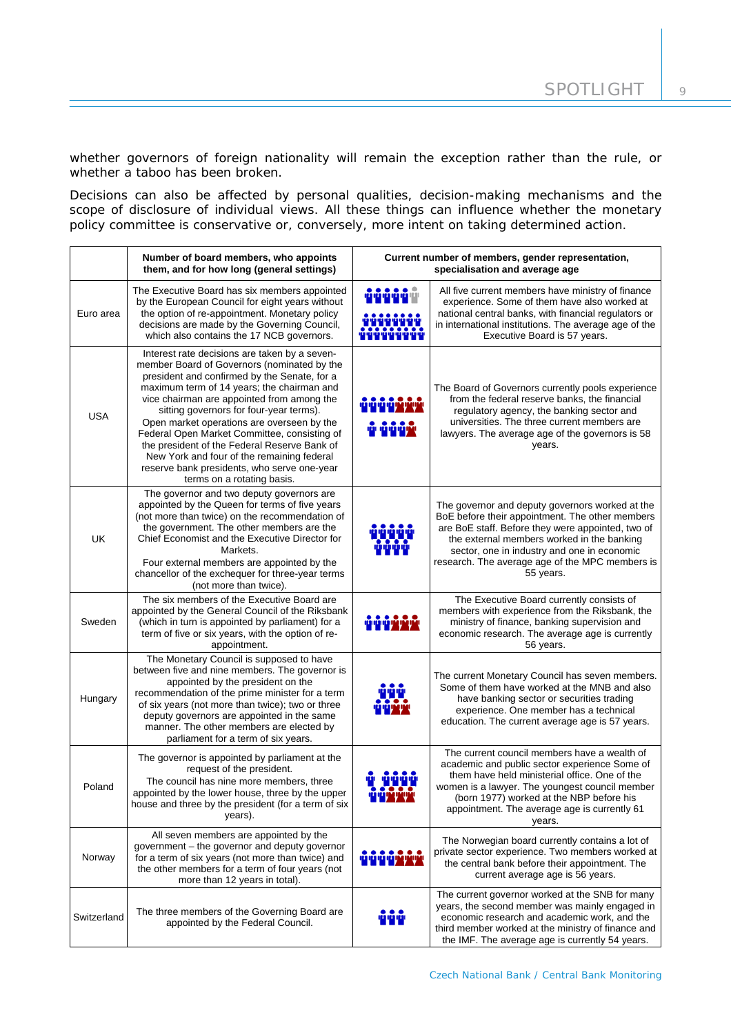whether governors of foreign nationality will remain the exception rather than the rule, or whether a taboo has been broken.

Decisions can also be affected by personal qualities, decision-making mechanisms and the scope of disclosure of individual views. All these things can influence whether the monetary policy committee is conservative or, conversely, more intent on taking determined action.

| | Number of board members, who appoints them, and for how long (general settings) | Current number of members, gender representation, specialisation and average age | |
|---|---|---|---|
| Euro area | The Executive Board has six members appointed by the European Council for eight years without the option of re-appointment. Monetary policy decisions are made by the Governing Council, which also contains the 17 NCB governors. | | All five current members have ministry of finance experience. Some of them have also worked at national central banks, with financial regulators or in international institutions. The average age of the Executive Board is 57 years. |
| USA | Interest rate decisions are taken by a seven-member Board of Governors (nominated by the president and confirmed by the Senate, for a maximum term of 14 years; the chairman and vice chairman are appointed from among the sitting governors for four-year terms). Open market operations are overseen by the Federal Open Market Committee, consisting of the president of the Federal Reserve Bank of New York and four of the remaining federal reserve bank presidents, who serve one-year terms on a rotating basis. | | The Board of Governors currently pools experience from the federal reserve banks, the financial regulatory agency, the banking sector and universities. The three current members are lawyers. The average age of the governors is 58 years. |
| UK | The governor and two deputy governors are appointed by the Queen for terms of five years (not more than twice) on the recommendation of the government. The other members are the Chief Economist and the Executive Director for Markets. Four external members are appointed by the chancellor of the exchequer for three-year terms (not more than twice). | | The governor and deputy governors worked at the BoE before their appointment. The other members are BoE staff. Before they were appointed, two of the external members worked in the banking sector, one in industry and one in economic research. The average age of the MPC members is 55 years. |
| Sweden | The six members of the Executive Board are appointed by the General Council of the Riksbank (which in turn is appointed by parliament) for a term of five or six years, with the option of re-appointment. | | The Executive Board currently consists of members with experience from the Riksbank, the ministry of finance, banking supervision and economic research. The average age is currently 56 years. |
| Hungary | The Monetary Council is supposed to have between five and nine members. The governor is appointed by the president on the recommendation of the prime minister for a term of six years (not more than twice); two or three deputy governors are appointed in the same manner. The other members are elected by parliament for a term of six years. | | The current Monetary Council has seven members. Some of them have worked at the MNB and also have banking sector or securities trading experience. One member has a technical education. The current average age is 57 years. |
| Poland | The governor is appointed by parliament at the request of the president. The council has nine more members, three appointed by the lower house, three by the upper house and three by the president (for a term of six years). | | The current council members have a wealth of academic and public sector experience Some of them have held ministerial office. One of the women is a lawyer. The youngest council member (born 1977) worked at the NBP before his appointment. The average age is currently 61 years. |
| Norway | All seven members are appointed by the government – the governor and deputy governor for a term of six years (not more than twice) and the other members for a term of four years (not more than 12 years in total). | | The Norwegian board currently contains a lot of private sector experience. Two members worked at the central bank before their appointment. The current average age is 56 years. |
| Switzerland | The three members of the Governing Board are appointed by the Federal Council. | | The current governor worked at the SNB for many years, the second member was mainly engaged in economic research and academic work, and the third member worked at the ministry of finance and the IMF. The average age is currently 54 years. |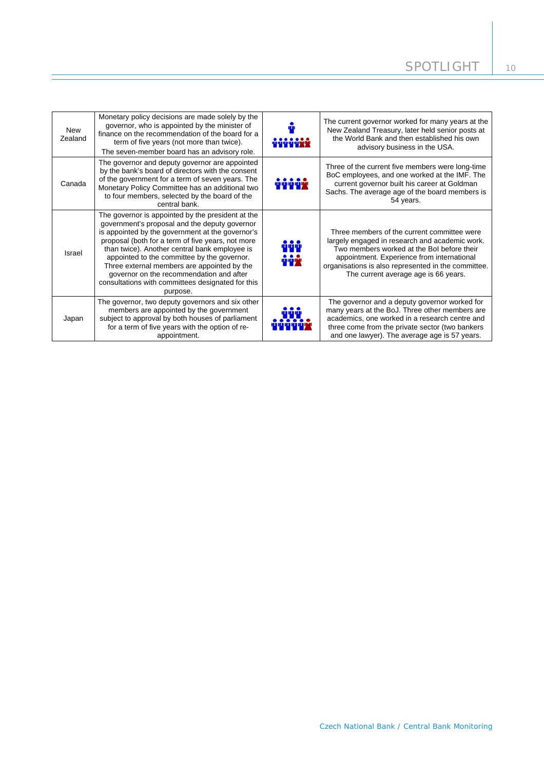| New Zealand | Monetary policy decisions are made solely by the governor, who is appointed by the minister of finance on the recommendation of the board for a term of five years (not more than twice). The seven-member board has an advisory role. | | The current governor worked for many years at the New Zealand Treasury, later held senior posts at the World Bank and then established his own advisory business in the USA. |
|---|---|---|---|
| Canada | The governor and deputy governor are appointed by the bank's board of directors with the consent of the government for a term of seven years. The Monetary Policy Committee has an additional two to four members, selected by the board of the central bank. | | Three of the current five members were long-time BoC employees, and one worked at the IMF. The current governor built his career at Goldman Sachs. The average age of the board members is 54 years. |
| Israel | The governor is appointed by the president at the government's proposal and the deputy governor is appointed by the government at the governor's proposal (both for a term of five years, not more than twice). Another central bank employee is appointed to the committee by the governor. Three external members are appointed by the governor on the recommendation and after consultations with committees designated for this purpose. | | Three members of the current committee were largely engaged in research and academic work. Two members worked at the BoI before their appointment. Experience from international organisations is also represented in the committee. The current average age is 66 years. |
| Japan | The governor, two deputy governors and six other members are appointed by the government subject to approval by both houses of parliament for a term of five years with the option of re-appointment. | | The governor and a deputy governor worked for many years at the BoJ. Three other members are academics, one worked in a research centre and three come from the private sector (two bankers and one lawyer). The average age is 57 years. |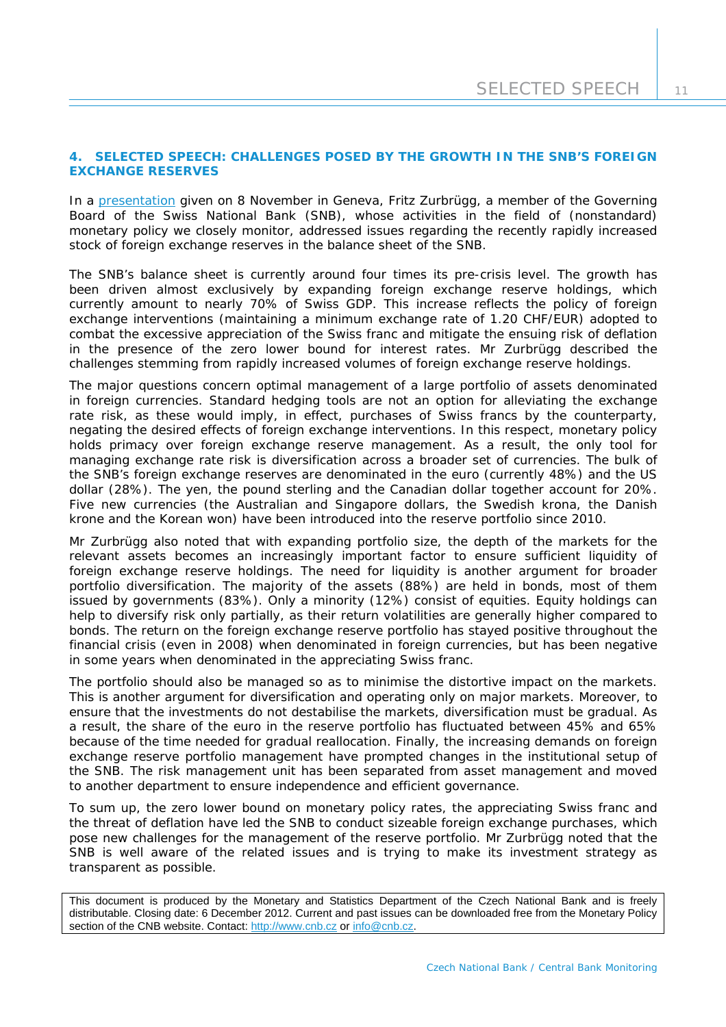## 4. SELECTED SPEECH: CHALLENGES POSED BY THE GROWTH IN THE SNB'S FOREIGN EXCHANGE RESERVES

In a presentation given on 8 November in Geneva, Fritz Zurbrügg, a member of the Governing Board of the Swiss National Bank (SNB), whose activities in the field of (nonstandard) monetary policy we closely monitor, addressed issues regarding the recently rapidly increased stock of foreign exchange reserves in the balance sheet of the SNB.

The SNB's balance sheet is currently around four times its pre-crisis level. The growth has been driven almost exclusively by expanding foreign exchange reserve holdings, which currently amount to nearly 70% of Swiss GDP. This increase reflects the policy of foreign exchange interventions (maintaining a minimum exchange rate of 1.20 CHF/EUR) adopted to combat the excessive appreciation of the Swiss franc and mitigate the ensuing risk of deflation in the presence of the zero lower bound for interest rates. Mr Zurbrügg described the challenges stemming from rapidly increased volumes of foreign exchange reserve holdings.

The major questions concern optimal management of a large portfolio of assets denominated in foreign currencies. Standard hedging tools are not an option for alleviating the exchange rate risk, as these would imply, in effect, purchases of Swiss francs by the counterparty, negating the desired effects of foreign exchange interventions. In this respect, monetary policy holds primacy over foreign exchange reserve management. As a result, the only tool for managing exchange rate risk is diversification across a broader set of currencies. The bulk of the SNB's foreign exchange reserves are denominated in the euro (currently 48%) and the US dollar (28%). The yen, the pound sterling and the Canadian dollar together account for 20%. Five new currencies (the Australian and Singapore dollars, the Swedish krona, the Danish krone and the Korean won) have been introduced into the reserve portfolio since 2010.

Mr Zurbrügg also noted that with expanding portfolio size, the depth of the markets for the relevant assets becomes an increasingly important factor to ensure sufficient liquidity of foreign exchange reserve holdings. The need for liquidity is another argument for broader portfolio diversification. The majority of the assets (88%) are held in bonds, most of them issued by governments (83%). Only a minority (12%) consist of equities. Equity holdings can help to diversify risk only partially, as their return volatilities are generally higher compared to bonds. The return on the foreign exchange reserve portfolio has stayed positive throughout the financial crisis (even in 2008) when denominated in foreign currencies, but has been negative in some years when denominated in the appreciating Swiss franc.

The portfolio should also be managed so as to minimise the distortive impact on the markets. This is another argument for diversification and operating only on major markets. Moreover, to ensure that the investments do not destabilise the markets, diversification must be gradual. As a result, the share of the euro in the reserve portfolio has fluctuated between 45% and 65% because of the time needed for gradual reallocation. Finally, the increasing demands on foreign exchange reserve portfolio management have prompted changes in the institutional setup of the SNB. The risk management unit has been separated from asset management and moved to another department to ensure independence and efficient governance.

To sum up, the zero lower bound on monetary policy rates, the appreciating Swiss franc and the threat of deflation have led the SNB to conduct sizeable foreign exchange purchases, which pose new challenges for the management of the reserve portfolio. Mr Zurbrügg noted that the SNB is well aware of the related issues and is trying to make its investment strategy as transparent as possible.

This document is produced by the Monetary and Statistics Department of the Czech National Bank and is freely distributable. Closing date: 6 December 2012. Current and past issues can be downloaded free from the Monetary Policy section of the CNB website. Contact: http://www.cnb.cz or info@cnb.cz.